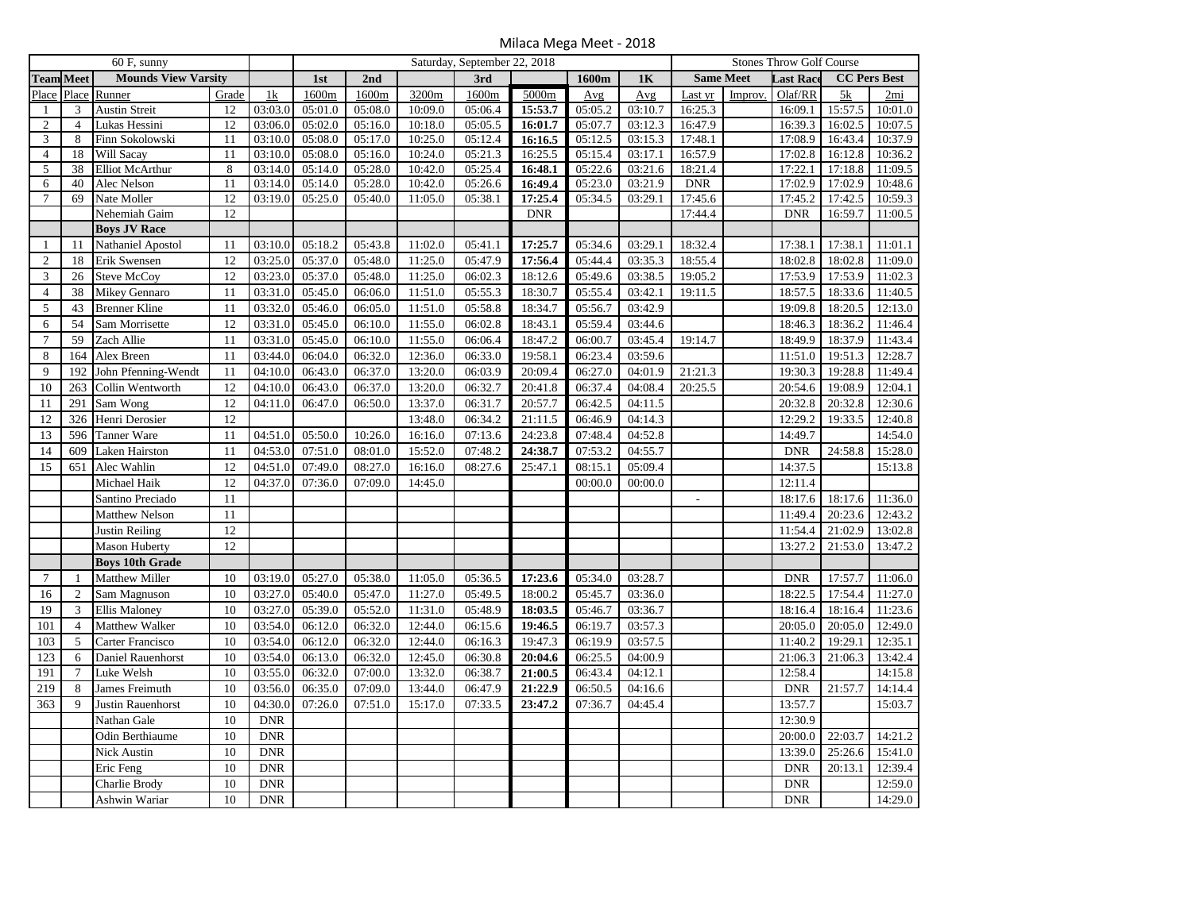# Milaca Mega Meet - 2018

| 60 F, sunny | | | | | Saturday, September 22, 2018 | | | | | | | Stones Throw Golf Course | | | | |
|---|---|---|---|---|---|---|---|---|---|---|---|---|---|---|---|---|
| Team | Meet | Mounds View Varsity | | | 1st | 2nd | | 3rd | | 1600m | 1K | Same Meet | | Last Race | CC Pers Best | |
| Place | Place | Runner | Grade | 1k | 1600m | 1600m | 3200m | 1600m | 5000m | Avg | Avg | Last yr | Improv. | Olaf/RR | 5k | 2mi |
| 1 | 3 | Austin Streit | 12 | 03:03.0 | 05:01.0 | 05:08.0 | 10:09.0 | 05:06.4 | **15:53.7** | 05:05.2 | 03:10.7 | 16:25.3 | | 16:09.1 | 15:57.5 | 10:01.0 |
| 2 | 4 | Lukas Hessini | 12 | 03:06.0 | 05:02.0 | 05:16.0 | 10:18.0 | 05:05.5 | **16:01.7** | 05:07.7 | 03:12.3 | 16:47.9 | | 16:39.3 | 16:02.5 | 10:07.5 |
| 3 | 8 | Finn Sokolowski | 11 | 03:10.0 | 05:08.0 | 05:17.0 | 10:25.0 | 05:12.4 | **16:16.5** | 05:12.5 | 03:15.3 | 17:48.1 | | 17:08.9 | 16:43.4 | 10:37.9 |
| 4 | 18 | Will Sacay | 11 | 03:10.0 | 05:08.0 | 05:16.0 | 10:24.0 | 05:21.3 | **16:25.5** | 05:15.4 | 03:17.1 | 16:57.9 | | 17:02.8 | 16:12.8 | 10:36.2 |
| 5 | 38 | Elliot McArthur | 8 | 03:14.0 | 05:14.0 | 05:28.0 | 10:42.0 | 05:25.4 | **16:48.1** | 05:22.6 | 03:21.6 | 18:21.4 | | 17:22.1 | 17:18.8 | 11:09.5 |
| 6 | 40 | Alec Nelson | 11 | 03:14.0 | 05:14.0 | 05:28.0 | 10:42.0 | 05:26.6 | **16:49.4** | 05:23.0 | 03:21.9 | DNR | | 17:02.9 | 17:02.9 | 10:48.6 |
| 7 | 69 | Nate Moller | 12 | 03:19.0 | 05:25.0 | 05:40.0 | 11:05.0 | 05:38.1 | **17:25.4** | 05:34.5 | 03:29.1 | 17:45.6 | | 17:45.2 | 17:42.5 | 10:59.3 |
| | | Nehemiah Gaim | 12 | | | | | | DNR | | | 17:44.4 | | DNR | 16:59.7 | 11:00.5 |
| | | **Boys JV Race** | | | | | | | | | | | | | | |
| 1 | 11 | Nathaniel Apostol | 11 | 03:10.0 | 05:18.2 | 05:43.8 | 11:02.0 | 05:41.1 | **17:25.7** | 05:34.6 | 03:29.1 | 18:32.4 | | 17:38.1 | 17:38.1 | 11:01.1 |
| 2 | 18 | Erik Swensen | 12 | 03:25.0 | 05:37.0 | 05:48.0 | 11:25.0 | 05:47.9 | **17:56.4** | 05:44.4 | 03:35.3 | 18:55.4 | | 18:02.8 | 18:02.8 | 11:09.0 |
| 3 | 26 | Steve McCoy | 12 | 03:23.0 | 05:37.0 | 05:48.0 | 11:25.0 | 06:02.3 | 18:12.6 | 05:49.6 | 03:38.5 | 19:05.2 | | 17:53.9 | 17:53.9 | 11:02.3 |
| 4 | 38 | Mikey Gennaro | 11 | 03:31.0 | 05:45.0 | 06:06.0 | 11:51.0 | 05:55.3 | 18:30.7 | 05:55.4 | 03:42.1 | 19:11.5 | | 18:57.5 | 18:33.6 | 11:40.5 |
| 5 | 43 | Brenner Kline | 11 | 03:32.0 | 05:46.0 | 06:05.0 | 11:51.0 | 05:58.8 | 18:34.7 | 05:56.7 | 03:42.9 | | | 19:09.8 | 18:20.5 | 12:13.0 |
| 6 | 54 | Sam Morrisette | 12 | 03:31.0 | 05:45.0 | 06:10.0 | 11:55.0 | 06:02.8 | 18:43.1 | 05:59.4 | 03:44.6 | | | 18:46.3 | 18:36.2 | 11:46.4 |
| 7 | 59 | Zach Allie | 11 | 03:31.0 | 05:45.0 | 06:10.0 | 11:55.0 | 06:06.4 | 18:47.2 | 06:00.7 | 03:45.4 | 19:14.7 | | 18:49.9 | 18:37.9 | 11:43.4 |
| 8 | 164 | Alex Breen | 11 | 03:44.0 | 06:04.0 | 06:32.0 | 12:36.0 | 06:33.0 | 19:58.1 | 06:23.4 | 03:59.6 | | | 11:51.0 | 19:51.3 | 12:28.7 |
| 9 | 192 | John Pfenning-Wendt | 11 | 04:10.0 | 06:43.0 | 06:37.0 | 13:20.0 | 06:03.9 | 20:09.4 | 06:27.0 | 04:01.9 | 21:21.3 | | 19:30.3 | 19:28.8 | 11:49.4 |
| 10 | 263 | Collin Wentworth | 12 | 04:10.0 | 06:43.0 | 06:37.0 | 13:20.0 | 06:32.7 | 20:41.8 | 06:37.4 | 04:08.4 | 20:25.5 | | 20:54.6 | 19:08.9 | 12:04.1 |
| 11 | 291 | Sam Wong | 12 | 04:11.0 | 06:47.0 | 06:50.0 | 13:37.0 | 06:31.7 | 20:57.7 | 06:42.5 | 04:11.5 | | | 20:32.8 | 20:32.8 | 12:30.6 |
| 12 | 326 | Henri Derosier | 12 | | | | 13:48.0 | 06:34.2 | 21:11.5 | 06:46.9 | 04:14.3 | | | 12:29.2 | 19:33.5 | 12:40.8 |
| 13 | 596 | Tanner Ware | 11 | 04:51.0 | 05:50.0 | 10:26.0 | 16:16.0 | 07:13.6 | 24:23.8 | 07:48.4 | 04:52.8 | | | 14:49.7 | | 14:54.0 |
| 14 | 609 | Laken Hairston | 11 | 04:53.0 | 07:51.0 | 08:01.0 | 15:52.0 | 07:48.2 | **24:38.7** | 07:53.2 | 04:55.7 | | | DNR | 24:58.8 | 15:28.0 |
| 15 | 651 | Alec Wahlin | 12 | 04:51.0 | 07:49.0 | 08:27.0 | 16:16.0 | 08:27.6 | 25:47.1 | 08:15.1 | 05:09.4 | | | 14:37.5 | | 15:13.8 |
| | | Michael Haik | 12 | 04:37.0 | 07:36.0 | 07:09.0 | 14:45.0 | | | 00:00.0 | 00:00.0 | | | 12:11.4 | | |
| | | Santino Preciado | 11 | | | | | | | | | - | | 18:17.6 | 18:17.6 | 11:36.0 |
| | | Matthew Nelson | 11 | | | | | | | | | | | 11:49.4 | 20:23.6 | 12:43.2 |
| | | Justin Reiling | 12 | | | | | | | | | | | 11:54.4 | 21:02.9 | 13:02.8 |
| | | Mason Huberty | 12 | | | | | | | | | | | 13:27.2 | 21:53.0 | 13:47.2 |
| | | **Boys 10th Grade** | | | | | | | | | | | | | | |
| 7 | 1 | Matthew Miller | 10 | 03:19.0 | 05:27.0 | 05:38.0 | 11:05.0 | 05:36.5 | **17:23.6** | 05:34.0 | 03:28.7 | | | DNR | 17:57.7 | 11:06.0 |
| 16 | 2 | Sam Magnuson | 10 | 03:27.0 | 05:40.0 | 05:47.0 | 11:27.0 | 05:49.5 | 18:00.2 | 05:45.7 | 03:36.0 | | | 18:22.5 | 17:54.4 | 11:27.0 |
| 19 | 3 | Ellis Maloney | 10 | 03:27.0 | 05:39.0 | 05:52.0 | 11:31.0 | 05:48.9 | **18:03.5** | 05:46.7 | 03:36.7 | | | 18:16.4 | 18:16.4 | 11:23.6 |
| 101 | 4 | Matthew Walker | 10 | 03:54.0 | 06:12.0 | 06:32.0 | 12:44.0 | 06:15.6 | **19:46.5** | 06:19.7 | 03:57.3 | | | 20:05.0 | 20:05.0 | 12:49.0 |
| 103 | 5 | Carter Francisco | 10 | 03:54.0 | 06:12.0 | 06:32.0 | 12:44.0 | 06:16.3 | 19:47.3 | 06:19.9 | 03:57.5 | | | 11:40.2 | 19:29.1 | 12:35.1 |
| 123 | 6 | Daniel Rauenhorst | 10 | 03:54.0 | 06:13.0 | 06:32.0 | 12:45.0 | 06:30.8 | **20:04.6** | 06:25.5 | 04:00.9 | | | 21:06.3 | 21:06.3 | 13:42.4 |
| 191 | 7 | Luke Welsh | 10 | 03:55.0 | 06:32.0 | 07:00.0 | 13:32.0 | 06:38.7 | **21:00.5** | 06:43.4 | 04:12.1 | | | 12:58.4 | | 14:15.8 |
| 219 | 8 | James Freimuth | 10 | 03:56.0 | 06:35.0 | 07:09.0 | 13:44.0 | 06:47.9 | **21:22.9** | 06:50.5 | 04:16.6 | | | DNR | 21:57.7 | 14:14.4 |
| 363 | 9 | Justin Rauenhorst | 10 | 04:30.0 | 07:26.0 | 07:51.0 | 15:17.0 | 07:33.5 | **23:47.2** | 07:36.7 | 04:45.4 | | | 13:57.7 | | 15:03.7 |
| | | Nathan Gale | 10 | DNR | | | | | | | | | | 12:30.9 | | |
| | | Odin Berthiaume | 10 | DNR | | | | | | | | | | 20:00.0 | 22:03.7 | 14:21.2 |
| | | Nick Austin | 10 | DNR | | | | | | | | | | 13:39.0 | 25:26.6 | 15:41.0 |
| | | Eric Feng | 10 | DNR | | | | | | | | | | DNR | 20:13.1 | 12:39.4 |
| | | Charlie Brody | 10 | DNR | | | | | | | | | | DNR | | 12:59.0 |
| | | Ashwin Wariar | 10 | DNR | | | | | | | | | | DNR | | 14:29.0 |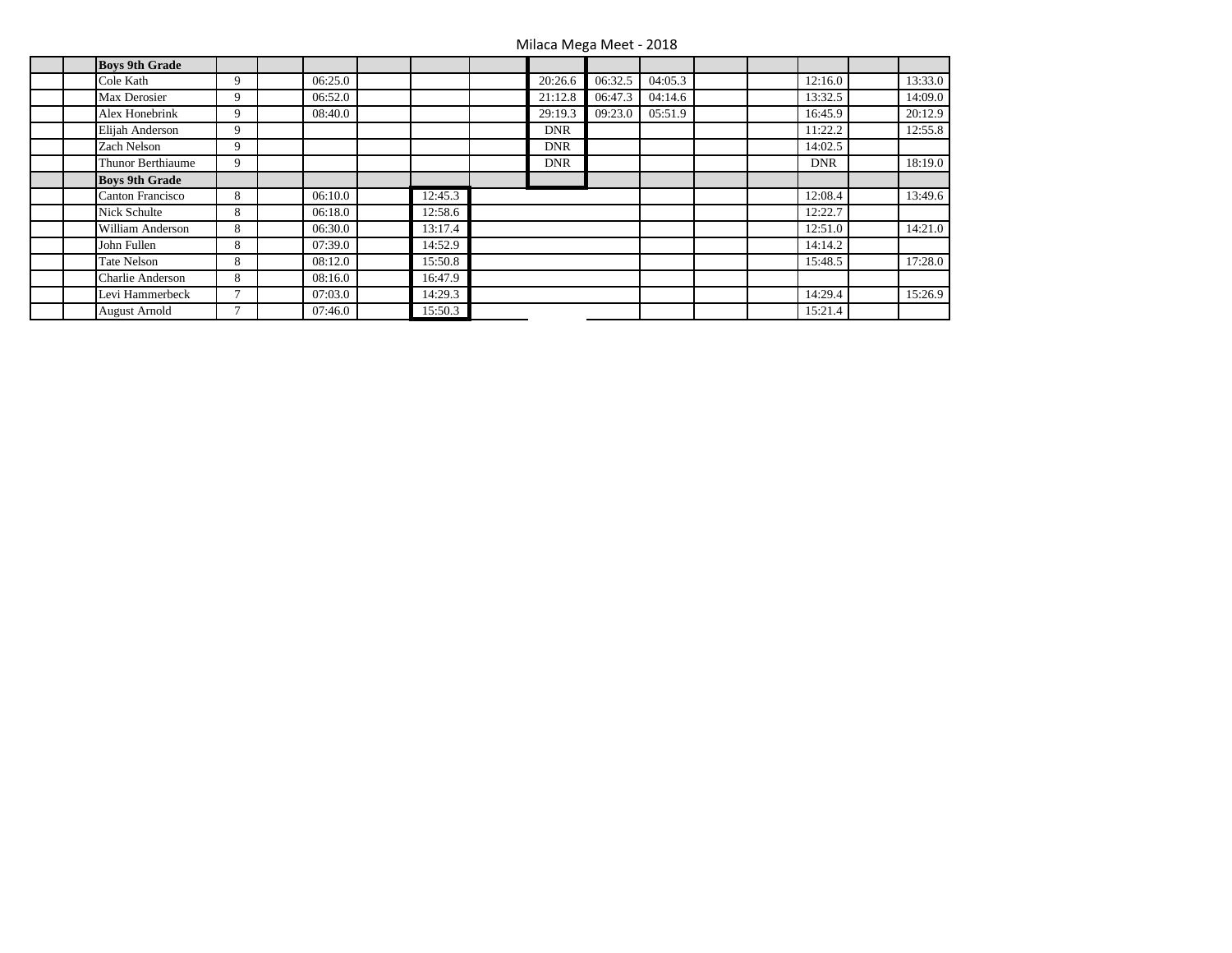Milaca Mega Meet - 2018

| | | | | | | | | | | | | | | | | |
|---|---|---|---|---|---|---|---|---|---|---|---|---|---|---|---|---|
| | | **Boys 9th Grade** | | | | | | | | | | | | | | |
| | | Cole Kath | 9 | | 06:25.0 | | | | 20:26.6 | 06:32.5 | 04:05.3 | | | 12:16.0 | | 13:33.0 |
| | | Max Derosier | 9 | | 06:52.0 | | | | 21:12.8 | 06:47.3 | 04:14.6 | | | 13:32.5 | | 14:09.0 |
| | | Alex Honebrink | 9 | | 08:40.0 | | | | 29:19.3 | 09:23.0 | 05:51.9 | | | 16:45.9 | | 20:12.9 |
| | | Elijah Anderson | 9 | | | | | | DNR | | | | | 11:22.2 | | 12:55.8 |
| | | Zach Nelson | 9 | | | | | | DNR | | | | | 14:02.5 | | |
| | | Thunor Berthiaume | 9 | | | | | | DNR | | | | | DNR | | 18:19.0 |
| | | **Boys 9th Grade** | | | | | | | | | | | | | | |
| | | Canton Francisco | 8 | | 06:10.0 | | 12:45.3 | | | | | | | 12:08.4 | | 13:49.6 |
| | | Nick Schulte | 8 | | 06:18.0 | | 12:58.6 | | | | | | | 12:22.7 | | |
| | | William Anderson | 8 | | 06:30.0 | | 13:17.4 | | | | | | | 12:51.0 | | 14:21.0 |
| | | John Fullen | 8 | | 07:39.0 | | 14:52.9 | | | | | | | 14:14.2 | | |
| | | Tate Nelson | 8 | | 08:12.0 | | 15:50.8 | | | | | | | 15:48.5 | | 17:28.0 |
| | | Charlie Anderson | 8 | | 08:16.0 | | 16:47.9 | | | | | | | | | |
| | | Levi Hammerbeck | 7 | | 07:03.0 | | 14:29.3 | | | | | | | 14:29.4 | | 15:26.9 |
| | | August Arnold | 7 | | 07:46.0 | | 15:50.3 | | | | | | | 15:21.4 | | |